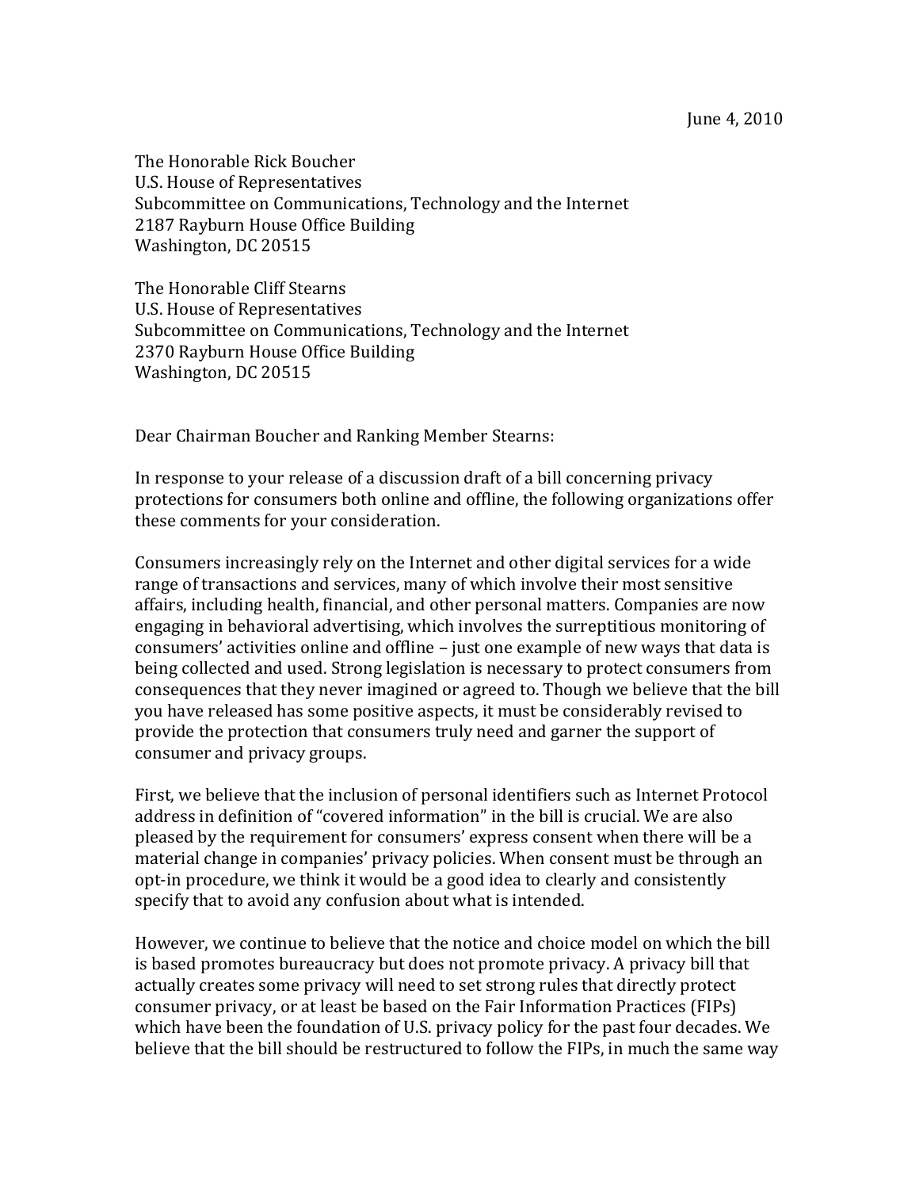June 4, 2010

The Honorable Rick Boucher
U.S. House of Representatives
Subcommittee on Communications, Technology and the Internet
2187 Rayburn House Office Building
Washington, DC 20515

The Honorable Cliff Stearns
U.S. House of Representatives
Subcommittee on Communications, Technology and the Internet
2370 Rayburn House Office Building
Washington, DC 20515

Dear Chairman Boucher and Ranking Member Stearns:

In response to your release of a discussion draft of a bill concerning privacy protections for consumers both online and offline, the following organizations offer these comments for your consideration.

Consumers increasingly rely on the Internet and other digital services for a wide range of transactions and services, many of which involve their most sensitive affairs, including health, financial, and other personal matters. Companies are now engaging in behavioral advertising, which involves the surreptitious monitoring of consumers' activities online and offline – just one example of new ways that data is being collected and used. Strong legislation is necessary to protect consumers from consequences that they never imagined or agreed to. Though we believe that the bill you have released has some positive aspects, it must be considerably revised to provide the protection that consumers truly need and garner the support of consumer and privacy groups.

First, we believe that the inclusion of personal identifiers such as Internet Protocol address in definition of "covered information" in the bill is crucial. We are also pleased by the requirement for consumers' express consent when there will be a material change in companies' privacy policies. When consent must be through an opt-in procedure, we think it would be a good idea to clearly and consistently specify that to avoid any confusion about what is intended.

However, we continue to believe that the notice and choice model on which the bill is based promotes bureaucracy but does not promote privacy. A privacy bill that actually creates some privacy will need to set strong rules that directly protect consumer privacy, or at least be based on the Fair Information Practices (FIPs) which have been the foundation of U.S. privacy policy for the past four decades. We believe that the bill should be restructured to follow the FIPs, in much the same way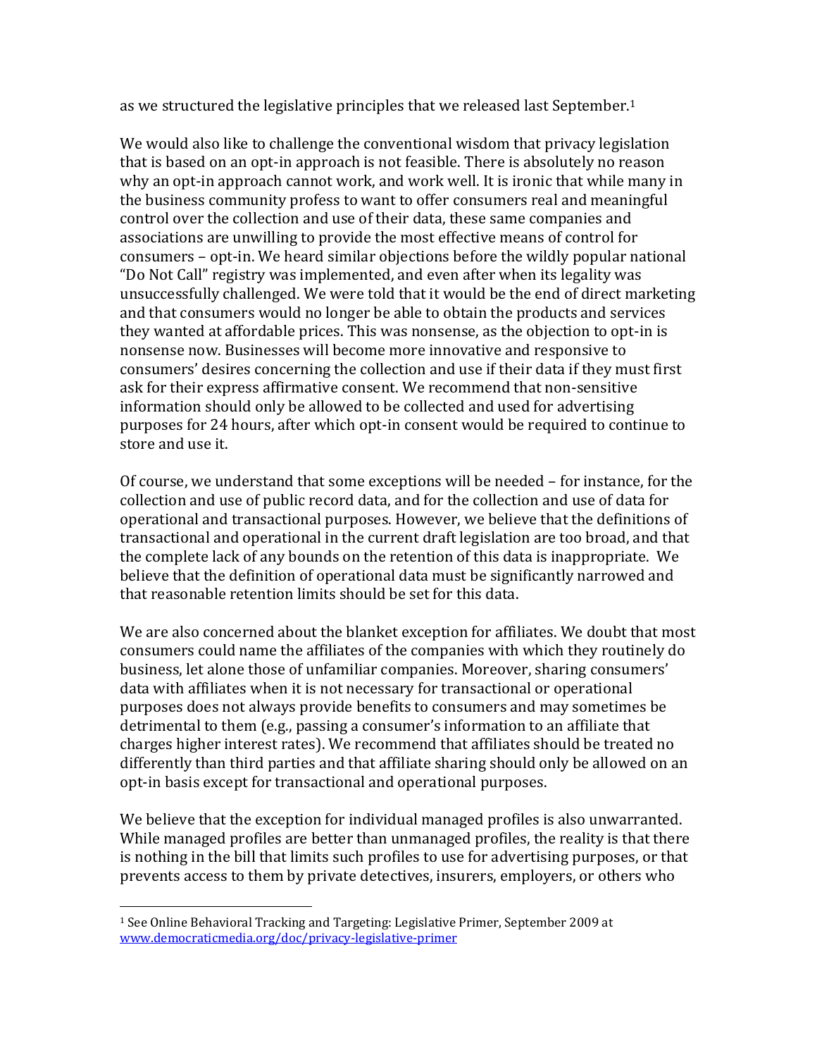as we structured the legislative principles that we released last September.[1]

We would also like to challenge the conventional wisdom that privacy legislation that is based on an opt-in approach is not feasible. There is absolutely no reason why an opt-in approach cannot work, and work well. It is ironic that while many in the business community profess to want to offer consumers real and meaningful control over the collection and use of their data, these same companies and associations are unwilling to provide the most effective means of control for consumers – opt-in. We heard similar objections before the wildly popular national "Do Not Call" registry was implemented, and even after when its legality was unsuccessfully challenged. We were told that it would be the end of direct marketing and that consumers would no longer be able to obtain the products and services they wanted at affordable prices. This was nonsense, as the objection to opt-in is nonsense now. Businesses will become more innovative and responsive to consumers' desires concerning the collection and use if their data if they must first ask for their express affirmative consent. We recommend that non-sensitive information should only be allowed to be collected and used for advertising purposes for 24 hours, after which opt-in consent would be required to continue to store and use it.

Of course, we understand that some exceptions will be needed – for instance, for the collection and use of public record data, and for the collection and use of data for operational and transactional purposes. However, we believe that the definitions of transactional and operational in the current draft legislation are too broad, and that the complete lack of any bounds on the retention of this data is inappropriate. We believe that the definition of operational data must be significantly narrowed and that reasonable retention limits should be set for this data.

We are also concerned about the blanket exception for affiliates. We doubt that most consumers could name the affiliates of the companies with which they routinely do business, let alone those of unfamiliar companies. Moreover, sharing consumers' data with affiliates when it is not necessary for transactional or operational purposes does not always provide benefits to consumers and may sometimes be detrimental to them (e.g., passing a consumer's information to an affiliate that charges higher interest rates). We recommend that affiliates should be treated no differently than third parties and that affiliate sharing should only be allowed on an opt-in basis except for transactional and operational purposes.

We believe that the exception for individual managed profiles is also unwarranted. While managed profiles are better than unmanaged profiles, the reality is that there is nothing in the bill that limits such profiles to use for advertising purposes, or that prevents access to them by private detectives, insurers, employers, or others who

[1] See Online Behavioral Tracking and Targeting: Legislative Primer, September 2009 at www.democraticmedia.org/doc/privacy-legislative-primer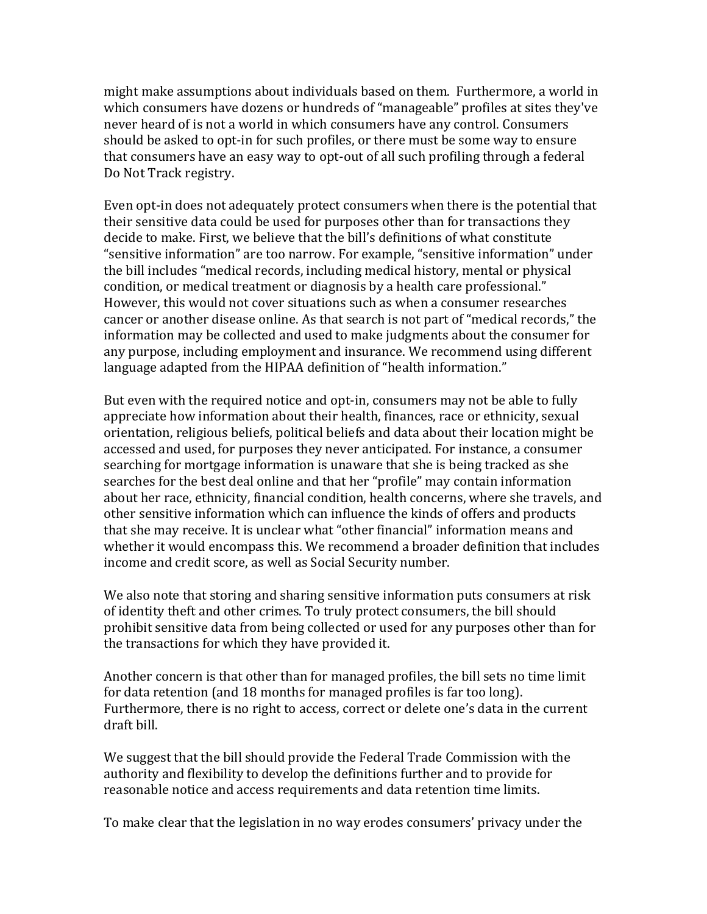might make assumptions about individuals based on them. Furthermore, a world in which consumers have dozens or hundreds of "manageable" profiles at sites they've never heard of is not a world in which consumers have any control. Consumers should be asked to opt-in for such profiles, or there must be some way to ensure that consumers have an easy way to opt-out of all such profiling through a federal Do Not Track registry.

Even opt-in does not adequately protect consumers when there is the potential that their sensitive data could be used for purposes other than for transactions they decide to make. First, we believe that the bill's definitions of what constitute "sensitive information" are too narrow. For example, "sensitive information" under the bill includes "medical records, including medical history, mental or physical condition, or medical treatment or diagnosis by a health care professional." However, this would not cover situations such as when a consumer researches cancer or another disease online. As that search is not part of "medical records," the information may be collected and used to make judgments about the consumer for any purpose, including employment and insurance. We recommend using different language adapted from the HIPAA definition of "health information."

But even with the required notice and opt-in, consumers may not be able to fully appreciate how information about their health, finances, race or ethnicity, sexual orientation, religious beliefs, political beliefs and data about their location might be accessed and used, for purposes they never anticipated. For instance, a consumer searching for mortgage information is unaware that she is being tracked as she searches for the best deal online and that her "profile" may contain information about her race, ethnicity, financial condition, health concerns, where she travels, and other sensitive information which can influence the kinds of offers and products that she may receive. It is unclear what "other financial" information means and whether it would encompass this. We recommend a broader definition that includes income and credit score, as well as Social Security number.

We also note that storing and sharing sensitive information puts consumers at risk of identity theft and other crimes. To truly protect consumers, the bill should prohibit sensitive data from being collected or used for any purposes other than for the transactions for which they have provided it.

Another concern is that other than for managed profiles, the bill sets no time limit for data retention (and 18 months for managed profiles is far too long). Furthermore, there is no right to access, correct or delete one's data in the current draft bill.

We suggest that the bill should provide the Federal Trade Commission with the authority and flexibility to develop the definitions further and to provide for reasonable notice and access requirements and data retention time limits.

To make clear that the legislation in no way erodes consumers' privacy under the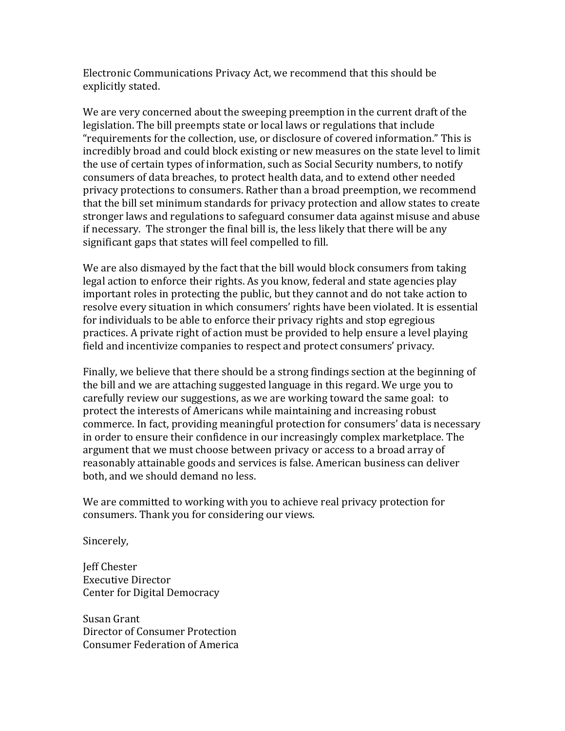Electronic Communications Privacy Act, we recommend that this should be explicitly stated.

We are very concerned about the sweeping preemption in the current draft of the legislation. The bill preempts state or local laws or regulations that include "requirements for the collection, use, or disclosure of covered information." This is incredibly broad and could block existing or new measures on the state level to limit the use of certain types of information, such as Social Security numbers, to notify consumers of data breaches, to protect health data, and to extend other needed privacy protections to consumers. Rather than a broad preemption, we recommend that the bill set minimum standards for privacy protection and allow states to create stronger laws and regulations to safeguard consumer data against misuse and abuse if necessary. The stronger the final bill is, the less likely that there will be any significant gaps that states will feel compelled to fill.

We are also dismayed by the fact that the bill would block consumers from taking legal action to enforce their rights. As you know, federal and state agencies play important roles in protecting the public, but they cannot and do not take action to resolve every situation in which consumers' rights have been violated. It is essential for individuals to be able to enforce their privacy rights and stop egregious practices. A private right of action must be provided to help ensure a level playing field and incentivize companies to respect and protect consumers' privacy.

Finally, we believe that there should be a strong findings section at the beginning of the bill and we are attaching suggested language in this regard. We urge you to carefully review our suggestions, as we are working toward the same goal: to protect the interests of Americans while maintaining and increasing robust commerce. In fact, providing meaningful protection for consumers' data is necessary in order to ensure their confidence in our increasingly complex marketplace. The argument that we must choose between privacy or access to a broad array of reasonably attainable goods and services is false. American business can deliver both, and we should demand no less.

We are committed to working with you to achieve real privacy protection for consumers. Thank you for considering our views.

Sincerely,

Jeff Chester
Executive Director
Center for Digital Democracy

Susan Grant
Director of Consumer Protection
Consumer Federation of America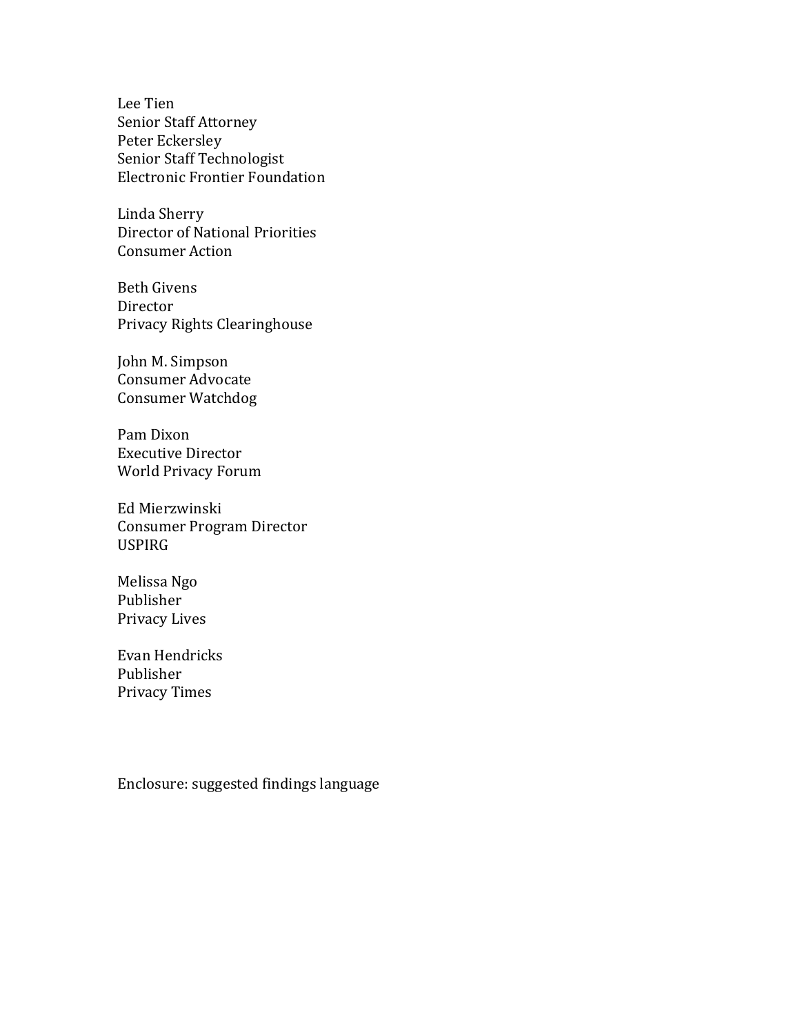Lee Tien  
Senior Staff Attorney  
Peter Eckersley  
Senior Staff Technologist  
Electronic Frontier Foundation

Linda Sherry  
Director of National Priorities  
Consumer Action

Beth Givens  
Director  
Privacy Rights Clearinghouse

John M. Simpson  
Consumer Advocate  
Consumer Watchdog

Pam Dixon  
Executive Director  
World Privacy Forum

Ed Mierzwinski  
Consumer Program Director  
USPIRG

Melissa Ngo  
Publisher  
Privacy Lives

Evan Hendricks  
Publisher  
Privacy Times

Enclosure: suggested findings language